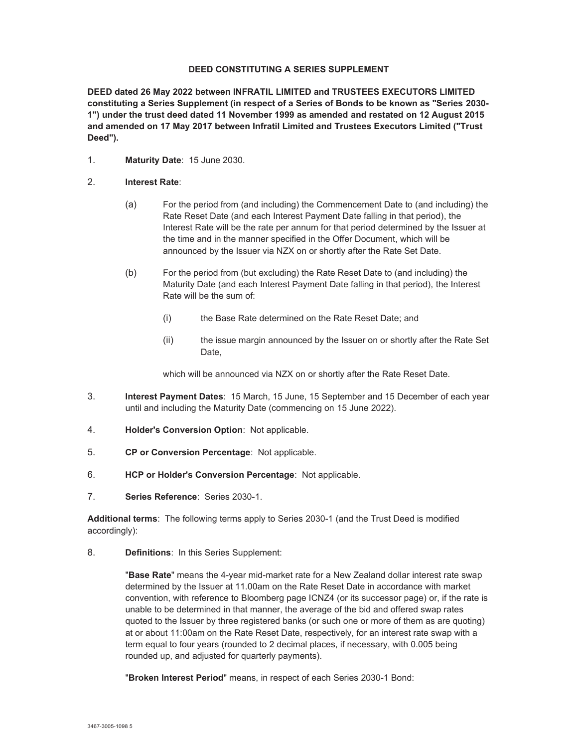# DEED CONSTITUTING A SERIES SUPPLEMENT

**DEED dated 26 May 2022 between INFRATIL LIMITED and TRUSTEES EXECUTORS LIMITED constituting a Series Supplement (in respect of a Series of Bonds to be known as "Series 2030-1") under the trust deed dated 11 November 1999 as amended and restated on 12 August 2015 and amended on 17 May 2017 between Infratil Limited and Trustees Executors Limited ("Trust Deed").**

1. **Maturity Date**: 15 June 2030.

2. **Interest Rate**:

   (a) For the period from (and including) the Commencement Date to (and including) the Rate Reset Date (and each Interest Payment Date falling in that period), the Interest Rate will be the rate per annum for that period determined by the Issuer at the time and in the manner specified in the Offer Document, which will be announced by the Issuer via NZX on or shortly after the Rate Set Date.

   (b) For the period from (but excluding) the Rate Reset Date to (and including) the Maturity Date (and each Interest Payment Date falling in that period), the Interest Rate will be the sum of:

      (i) the Base Rate determined on the Rate Reset Date; and

      (ii) the issue margin announced by the Issuer on or shortly after the Rate Set Date,

   which will be announced via NZX on or shortly after the Rate Reset Date.

3. **Interest Payment Dates**: 15 March, 15 June, 15 September and 15 December of each year until and including the Maturity Date (commencing on 15 June 2022).

4. **Holder's Conversion Option**: Not applicable.

5. **CP or Conversion Percentage**: Not applicable.

6. **HCP or Holder's Conversion Percentage**: Not applicable.

7. **Series Reference**: Series 2030-1.

**Additional terms**: The following terms apply to Series 2030-1 (and the Trust Deed is modified accordingly):

8. **Definitions**: In this Series Supplement:

   "**Base Rate**" means the 4-year mid-market rate for a New Zealand dollar interest rate swap determined by the Issuer at 11.00am on the Rate Reset Date in accordance with market convention, with reference to Bloomberg page ICNZ4 (or its successor page) or, if the rate is unable to be determined in that manner, the average of the bid and offered swap rates quoted to the Issuer by three registered banks (or such one or more of them as are quoting) at or about 11:00am on the Rate Reset Date, respectively, for an interest rate swap with a term equal to four years (rounded to 2 decimal places, if necessary, with 0.005 being rounded up, and adjusted for quarterly payments).

   "**Broken Interest Period**" means, in respect of each Series 2030-1 Bond: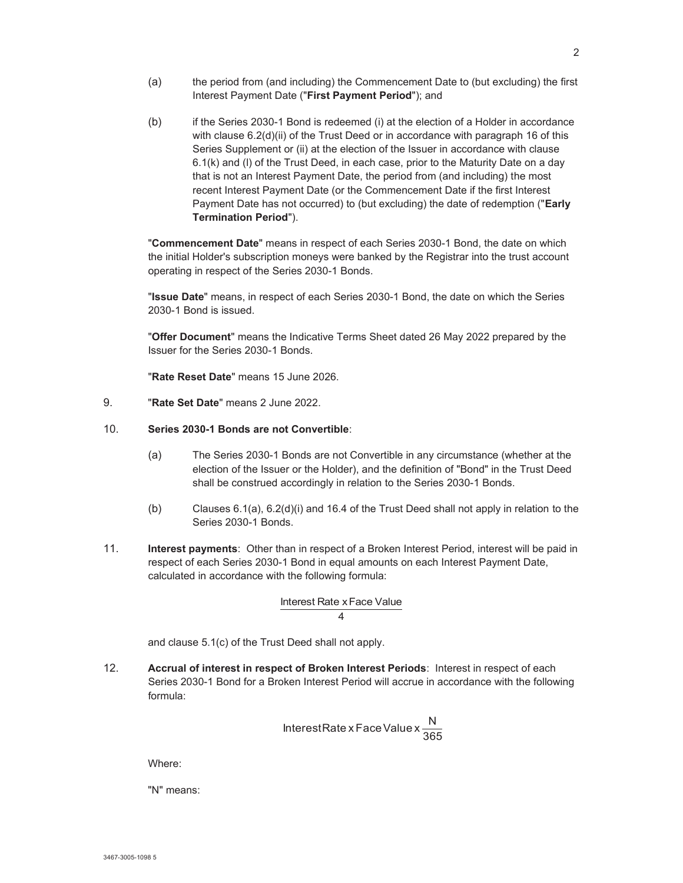(a) the period from (and including) the Commencement Date to (but excluding) the first Interest Payment Date ("**First Payment Period**"); and

(b) if the Series 2030-1 Bond is redeemed (i) at the election of a Holder in accordance with clause 6.2(d)(ii) of the Trust Deed or in accordance with paragraph 16 of this Series Supplement or (ii) at the election of the Issuer in accordance with clause 6.1(k) and (l) of the Trust Deed, in each case, prior to the Maturity Date on a day that is not an Interest Payment Date, the period from (and including) the most recent Interest Payment Date (or the Commencement Date if the first Interest Payment Date has not occurred) to (but excluding) the date of redemption ("**Early Termination Period**").

"**Commencement Date**" means in respect of each Series 2030-1 Bond, the date on which the initial Holder's subscription moneys were banked by the Registrar into the trust account operating in respect of the Series 2030-1 Bonds.

"**Issue Date**" means, in respect of each Series 2030-1 Bond, the date on which the Series 2030-1 Bond is issued.

"**Offer Document**" means the Indicative Terms Sheet dated 26 May 2022 prepared by the Issuer for the Series 2030-1 Bonds.

"**Rate Reset Date**" means 15 June 2026.

9. "**Rate Set Date**" means 2 June 2022.

10. **Series 2030-1 Bonds are not Convertible**:

(a) The Series 2030-1 Bonds are not Convertible in any circumstance (whether at the election of the Issuer or the Holder), and the definition of "Bond" in the Trust Deed shall be construed accordingly in relation to the Series 2030-1 Bonds.

(b) Clauses 6.1(a), 6.2(d)(i) and 16.4 of the Trust Deed shall not apply in relation to the Series 2030-1 Bonds.

11. **Interest payments**: Other than in respect of a Broken Interest Period, interest will be paid in respect of each Series 2030-1 Bond in equal amounts on each Interest Payment Date, calculated in accordance with the following formula:

$$\frac{\text{Interest Rate x Face Value}}{4}$$

and clause 5.1(c) of the Trust Deed shall not apply.

12. **Accrual of interest in respect of Broken Interest Periods**: Interest in respect of each Series 2030-1 Bond for a Broken Interest Period will accrue in accordance with the following formula:

$$\text{Interest Rate x Face Value x } \frac{N}{365}$$

Where:

"N" means: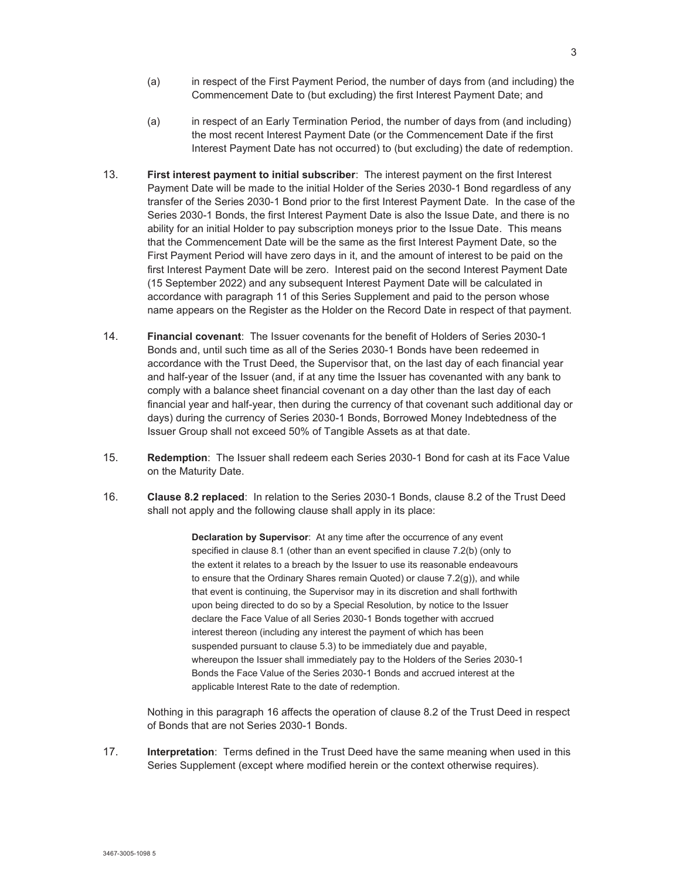(a) in respect of the First Payment Period, the number of days from (and including) the Commencement Date to (but excluding) the first Interest Payment Date; and

(a) in respect of an Early Termination Period, the number of days from (and including) the most recent Interest Payment Date (or the Commencement Date if the first Interest Payment Date has not occurred) to (but excluding) the date of redemption.

13. **First interest payment to initial subscriber**: The interest payment on the first Interest Payment Date will be made to the initial Holder of the Series 2030-1 Bond regardless of any transfer of the Series 2030-1 Bond prior to the first Interest Payment Date. In the case of the Series 2030-1 Bonds, the first Interest Payment Date is also the Issue Date, and there is no ability for an initial Holder to pay subscription moneys prior to the Issue Date. This means that the Commencement Date will be the same as the first Interest Payment Date, so the First Payment Period will have zero days in it, and the amount of interest to be paid on the first Interest Payment Date will be zero. Interest paid on the second Interest Payment Date (15 September 2022) and any subsequent Interest Payment Date will be calculated in accordance with paragraph 11 of this Series Supplement and paid to the person whose name appears on the Register as the Holder on the Record Date in respect of that payment.

14. **Financial covenant**: The Issuer covenants for the benefit of Holders of Series 2030-1 Bonds and, until such time as all of the Series 2030-1 Bonds have been redeemed in accordance with the Trust Deed, the Supervisor that, on the last day of each financial year and half-year of the Issuer (and, if at any time the Issuer has covenanted with any bank to comply with a balance sheet financial covenant on a day other than the last day of each financial year and half-year, then during the currency of that covenant such additional day or days) during the currency of Series 2030-1 Bonds, Borrowed Money Indebtedness of the Issuer Group shall not exceed 50% of Tangible Assets as at that date.

15. **Redemption**: The Issuer shall redeem each Series 2030-1 Bond for cash at its Face Value on the Maturity Date.

16. **Clause 8.2 replaced**: In relation to the Series 2030-1 Bonds, clause 8.2 of the Trust Deed shall not apply and the following clause shall apply in its place:

> **Declaration by Supervisor**: At any time after the occurrence of any event specified in clause 8.1 (other than an event specified in clause 7.2(b) (only to the extent it relates to a breach by the Issuer to use its reasonable endeavours to ensure that the Ordinary Shares remain Quoted) or clause 7.2(g)), and while that event is continuing, the Supervisor may in its discretion and shall forthwith upon being directed to do so by a Special Resolution, by notice to the Issuer declare the Face Value of all Series 2030-1 Bonds together with accrued interest thereon (including any interest the payment of which has been suspended pursuant to clause 5.3) to be immediately due and payable, whereupon the Issuer shall immediately pay to the Holders of the Series 2030-1 Bonds the Face Value of the Series 2030-1 Bonds and accrued interest at the applicable Interest Rate to the date of redemption.

Nothing in this paragraph 16 affects the operation of clause 8.2 of the Trust Deed in respect of Bonds that are not Series 2030-1 Bonds.

17. **Interpretation**: Terms defined in the Trust Deed have the same meaning when used in this Series Supplement (except where modified herein or the context otherwise requires).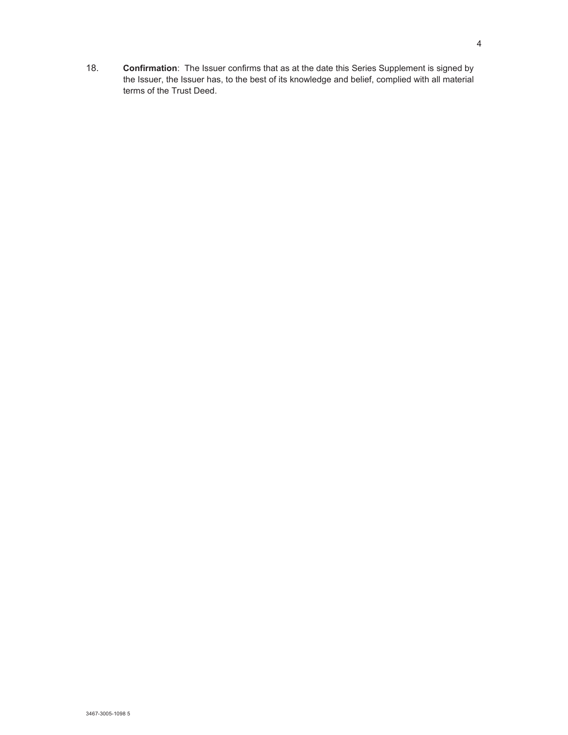18. **Confirmation**: The Issuer confirms that as at the date this Series Supplement is signed by the Issuer, the Issuer has, to the best of its knowledge and belief, complied with all material terms of the Trust Deed.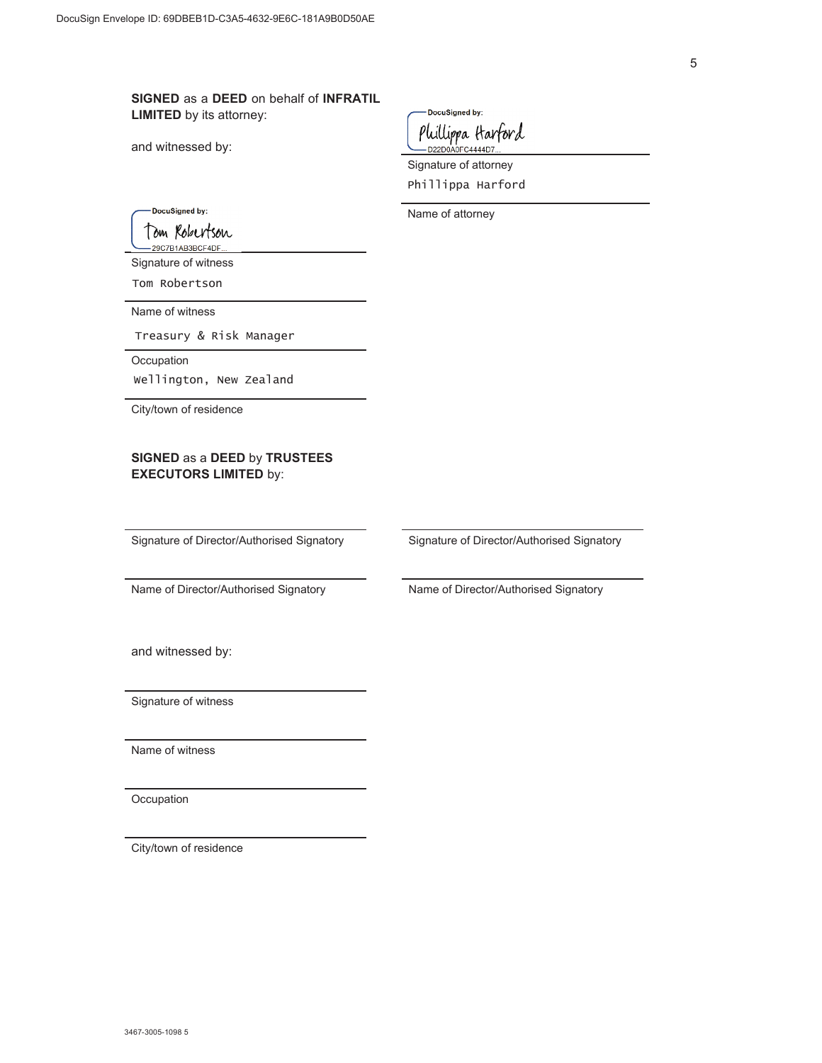**SIGNED** as a **DEED** on behalf of **INFRATIL LIMITED** by its attorney:

and witnessed by:

DocuSigned by:
Phillippa Harford
D22D0A0FC4444D7...

Signature of attorney

Phillippa Harford

Name of attorney

DocuSigned by:
Tom Robertson
29C7B1AB3BCF4DF...

Signature of witness

Tom Robertson

Name of witness

Treasury & Risk Manager

Occupation

Wellington, New Zealand

City/town of residence

**SIGNED** as a **DEED** by **TRUSTEES EXECUTORS LIMITED** by:

Signature of Director/Authorised Signatory

Name of Director/Authorised Signatory

Signature of Director/Authorised Signatory

Name of Director/Authorised Signatory

and witnessed by:

Signature of witness

Name of witness

Occupation

City/town of residence

3467-3005-1098 5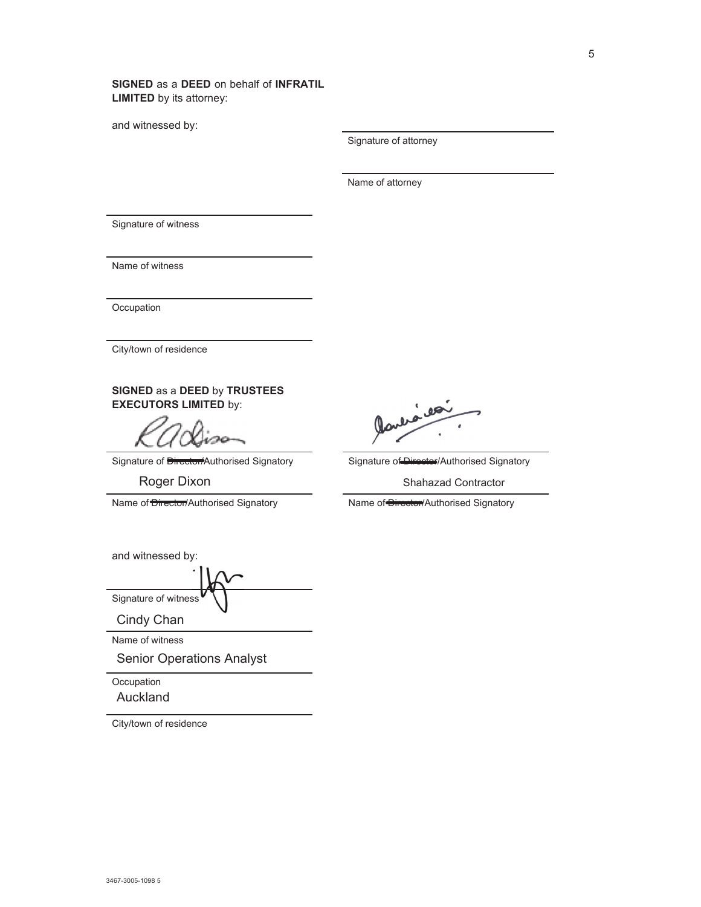**SIGNED** as a **DEED** on behalf of **INFRATIL LIMITED** by its attorney:

and witnessed by:

Signature of attorney

Name of attorney

Signature of witness

Name of witness

Occupation

City/town of residence

**SIGNED** as a **DEED** by **TRUSTEES EXECUTORS LIMITED** by:

Signature of ~~Director~~/Authorised Signatory

Roger Dixon

Name of ~~Director~~/Authorised Signatory

Signature of ~~Director~~/Authorised Signatory

Shahazad Contractor

Name of ~~Director~~/Authorised Signatory

and witnessed by:

Signature of witness

Cindy Chan

Name of witness

Senior Operations Analyst

Occupation

Auckland

City/town of residence

3467-3005-1098 5